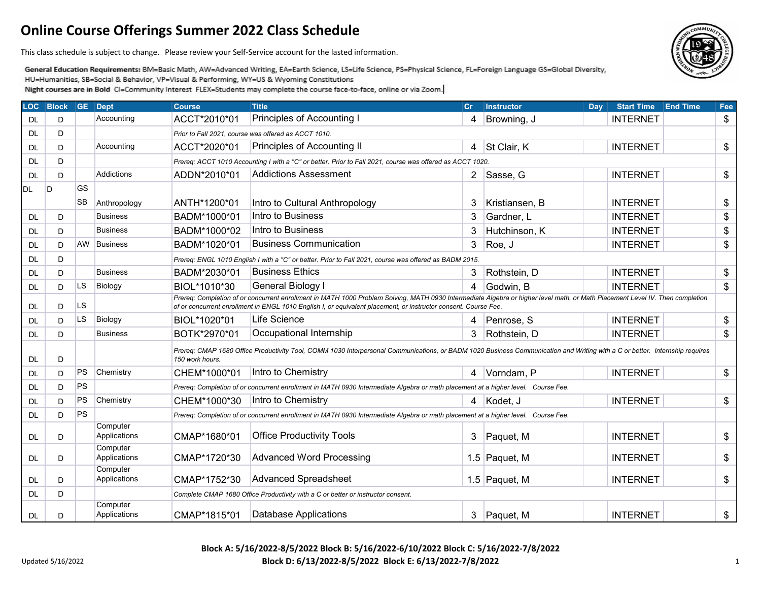# Online Course Offerings Summer 2022 Class Schedule

This class schedule is subject to change. Please review your Self-Service account for the lasted information.

**General Education Requirements:** BM=Basic Math, AW=Advanced Writing, EA=Earth Science, LS=Life Science, PS=Physical Science, FL=Foreign Language GS=Global Diversity, HU=Humanities, SB=Social & Behavior, VP=Visual & Performing, WY=US & Wyoming Constitutions

**Night courses are in Bold** CI=Community Interest FLEX=Students may complete the course face-to-face, online or via Zoom.

| LOC | Block | GE | Dept | Course | Title | Cr | Instructor | Day | Start Time | End Time | Fee |
|---|---|---|---|---|---|---|---|---|---|---|---|
| DL | D | | Accounting | ACCT*2010*01 | Principles of Accounting I | 4 | Browning, J | | INTERNET | | $ |
| DL | D | | | *Prior to Fall 2021, course was offered as ACCT 1010.* | | | | | | | |
| DL | D | | Accounting | ACCT*2020*01 | Principles of Accounting II | 4 | St Clair, K | | INTERNET | | $ |
| DL | D | | | *Prereq: ACCT 1010 Accounting I with a "C" or better. Prior to Fall 2021, course was offered as ACCT 1020.* | | | | | | | |
| DL | D | | Addictions | ADDN*2010*01 | Addictions Assessment | 2 | Sasse, G | | INTERNET | | $ |
| DL | D | GS SB | Anthropology | ANTH*1200*01 | Intro to Cultural Anthropology | 3 | Kristiansen, B | | INTERNET | | $ |
| DL | D | | Business | BADM*1000*01 | Intro to Business | 3 | Gardner, L | | INTERNET | | $ |
| DL | D | | Business | BADM*1000*02 | Intro to Business | 3 | Hutchinson, K | | INTERNET | | $ |
| DL | D | AW | Business | BADM*1020*01 | Business Communication | 3 | Roe, J | | INTERNET | | $ |
| DL | D | | | *Prereq: ENGL 1010 English I with a "C" or better. Prior to Fall 2021, course was offered as BADM 2015.* | | | | | | | |
| DL | D | | Business | BADM*2030*01 | Business Ethics | 3 | Rothstein, D | | INTERNET | | $ |
| DL | D | LS | Biology | BIOL*1010*30 | General Biology I | 4 | Godwin, B | | INTERNET | | $ |
| DL | D | LS | | *Prereq: Completion of or concurrent enrollment in MATH 1000 Problem Solving, MATH 0930 Intermediate Algebra or higher level math, or Math Placement Level IV. Then completion of or concurrent enrollment in ENGL 1010 English I, or equivalent placement, or instructor consent. Course Fee.* | | | | | | | |
| DL | D | LS | Biology | BIOL*1020*01 | Life Science | 4 | Penrose, S | | INTERNET | | $ |
| DL | D | | Business | BOTK*2970*01 | Occupational Internship | 3 | Rothstein, D | | INTERNET | | $ |
| DL | D | | | *Prereq: CMAP 1680 Office Productivity Tool, COMM 1030 Interpersonal Communications, or BADM 1020 Business Communication and Writing with a C or better. Internship requires 150 work hours.* | | | | | | | |
| DL | D | PS | Chemistry | CHEM*1000*01 | Intro to Chemistry | 4 | Vorndam, P | | INTERNET | | $ |
| DL | D | PS | | *Prereq: Completion of or concurrent enrollment in MATH 0930 Intermediate Algebra or math placement at a higher level. Course Fee.* | | | | | | | |
| DL | D | PS | Chemistry | CHEM*1000*30 | Intro to Chemistry | 4 | Kodet, J | | INTERNET | | $ |
| DL | D | PS | | *Prereq: Completion of or concurrent enrollment in MATH 0930 Intermediate Algebra or math placement at a higher level. Course Fee.* | | | | | | | |
| DL | D | | Computer Applications | CMAP*1680*01 | Office Productivity Tools | 3 | Paquet, M | | INTERNET | | $ |
| DL | D | | Computer Applications | CMAP*1720*30 | Advanced Word Processing | 1.5 | Paquet, M | | INTERNET | | $ |
| DL | D | | Computer Applications | CMAP*1752*30 | Advanced Spreadsheet | 1.5 | Paquet, M | | INTERNET | | $ |
| DL | D | | | *Complete CMAP 1680 Office Productivity with a C or better or instructor consent.* | | | | | | | |
| DL | D | | Computer Applications | CMAP*1815*01 | Database Applications | 3 | Paquet, M | | INTERNET | | $ |

**Block A: 5/16/2022-8/5/2022 Block B: 5/16/2022-6/10/2022 Block C: 5/16/2022-7/8/2022**
**Block D: 6/13/2022-8/5/2022 Block E: 6/13/2022-7/8/2022**

Updated 5/16/2022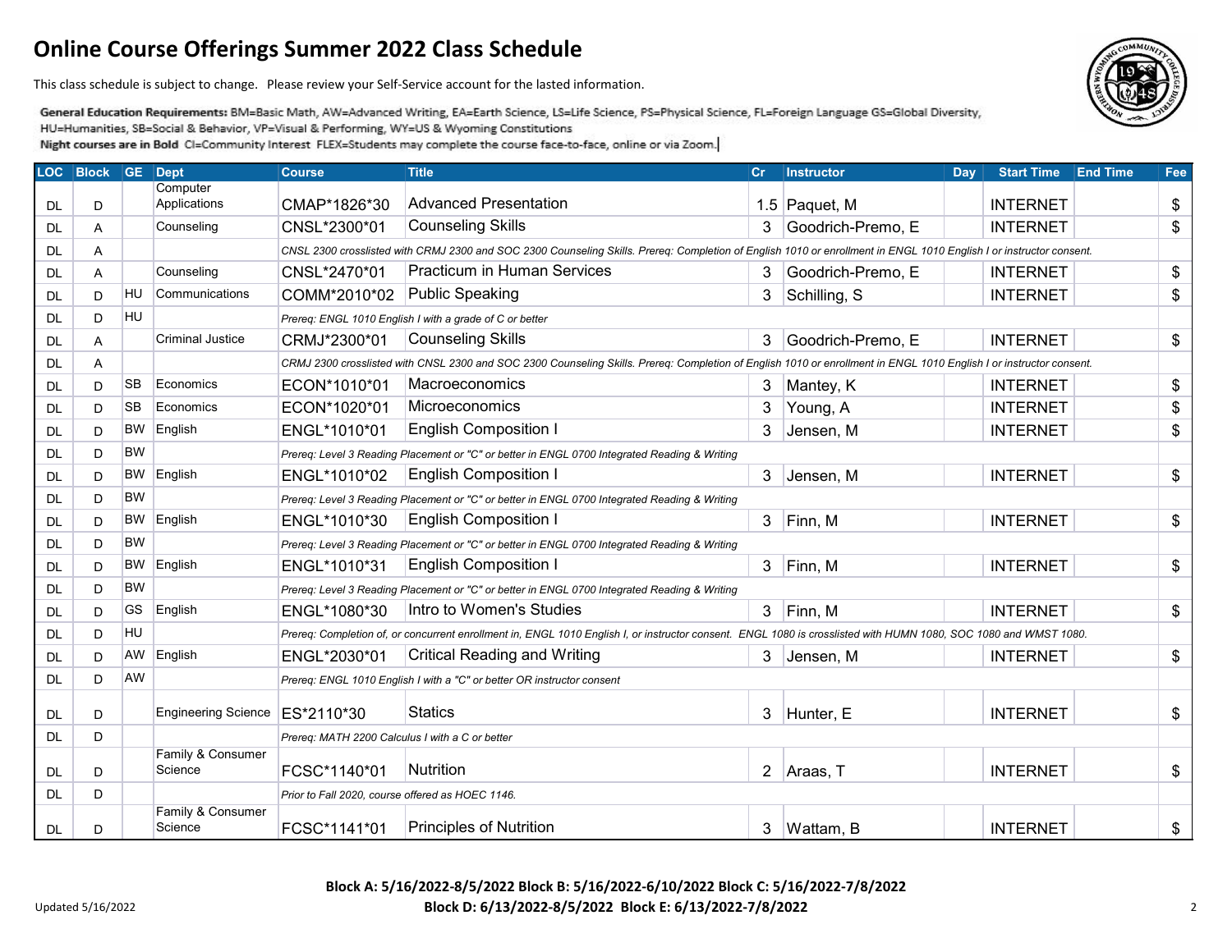# Online Course Offerings Summer 2022 Class Schedule

This class schedule is subject to change. Please review your Self-Service account for the lasted information.

**General Education Requirements:** BM=Basic Math, AW=Advanced Writing, EA=Earth Science, LS=Life Science, PS=Physical Science, FL=Foreign Language GS=Global Diversity, HU=Humanities, SB=Social & Behavior, VP=Visual & Performing, WY=US & Wyoming Constitutions

**Night courses are in Bold** CI=Community Interest FLEX=Students may complete the course face-to-face, online or via Zoom.

| LOC | Block | GE | Dept | Course | Title | Cr | Instructor | Day | Start Time | End Time | Fee |
|---|---|---|---|---|---|---|---|---|---|---|---|
| DL | D | | Computer Applications | CMAP*1826*30 | Advanced Presentation | 1.5 | Paquet, M | | INTERNET | | $ |
| DL | A | | Counseling | CNSL*2300*01 | Counseling Skills | 3 | Goodrich-Premo, E | | INTERNET | | $ |
| DL | A | | | *CNSL 2300 crosslisted with CRMJ 2300 and SOC 2300 Counseling Skills. Prereq: Completion of English 1010 or enrollment in ENGL 1010 English I or instructor consent.* | | | | | | | |
| DL | A | | Counseling | CNSL*2470*01 | Practicum in Human Services | 3 | Goodrich-Premo, E | | INTERNET | | $ |
| DL | D | HU | Communications | COMM*2010*02 | Public Speaking | 3 | Schilling, S | | INTERNET | | $ |
| DL | D | HU | | *Prereq: ENGL 1010 English I with a grade of C or better* | | | | | | | |
| DL | A | | Criminal Justice | CRMJ*2300*01 | Counseling Skills | 3 | Goodrich-Premo, E | | INTERNET | | $ |
| DL | A | | | *CRMJ 2300 crosslisted with CNSL 2300 and SOC 2300 Counseling Skills. Prereq: Completion of English 1010 or enrollment in ENGL 1010 English I or instructor consent.* | | | | | | | |
| DL | D | SB | Economics | ECON*1010*01 | Macroeconomics | 3 | Mantey, K | | INTERNET | | $ |
| DL | D | SB | Economics | ECON*1020*01 | Microeconomics | 3 | Young, A | | INTERNET | | $ |
| DL | D | BW | English | ENGL*1010*01 | English Composition I | 3 | Jensen, M | | INTERNET | | $ |
| DL | D | BW | | *Prereq: Level 3 Reading Placement or "C" or better in ENGL 0700 Integrated Reading & Writing* | | | | | | | |
| DL | D | BW | English | ENGL*1010*02 | English Composition I | 3 | Jensen, M | | INTERNET | | $ |
| DL | D | BW | | *Prereq: Level 3 Reading Placement or "C" or better in ENGL 0700 Integrated Reading & Writing* | | | | | | | |
| DL | D | BW | English | ENGL*1010*30 | English Composition I | 3 | Finn, M | | INTERNET | | $ |
| DL | D | BW | | *Prereq: Level 3 Reading Placement or "C" or better in ENGL 0700 Integrated Reading & Writing* | | | | | | | |
| DL | D | BW | English | ENGL*1010*31 | English Composition I | 3 | Finn, M | | INTERNET | | $ |
| DL | D | BW | | *Prereq: Level 3 Reading Placement or "C" or better in ENGL 0700 Integrated Reading & Writing* | | | | | | | |
| DL | D | GS | English | ENGL*1080*30 | Intro to Women's Studies | 3 | Finn, M | | INTERNET | | $ |
| DL | D | HU | | *Prereq: Completion of, or concurrent enrollment in, ENGL 1010 English I, or instructor consent. ENGL 1080 is crosslisted with HUMN 1080, SOC 1080 and WMST 1080.* | | | | | | | |
| DL | D | AW | English | ENGL*2030*01 | Critical Reading and Writing | 3 | Jensen, M | | INTERNET | | $ |
| DL | D | AW | | *Prereq: ENGL 1010 English I with a "C" or better OR instructor consent* | | | | | | | |
| DL | D | | Engineering Science | ES*2110*30 | Statics | 3 | Hunter, E | | INTERNET | | $ |
| DL | D | | | *Prereq: MATH 2200 Calculus I with a C or better* | | | | | | | |
| DL | D | | Family & Consumer Science | FCSC*1140*01 | Nutrition | 2 | Araas, T | | INTERNET | | $ |
| DL | D | | | *Prior to Fall 2020, course offered as HOEC 1146.* | | | | | | | |
| DL | D | | Family & Consumer Science | FCSC*1141*01 | Principles of Nutrition | 3 | Wattam, B | | INTERNET | | $ |

**Block A: 5/16/2022-8/5/2022 Block B: 5/16/2022-6/10/2022 Block C: 5/16/2022-7/8/2022**
**Block D: 6/13/2022-8/5/2022 Block E: 6/13/2022-7/8/2022**

Updated 5/16/2022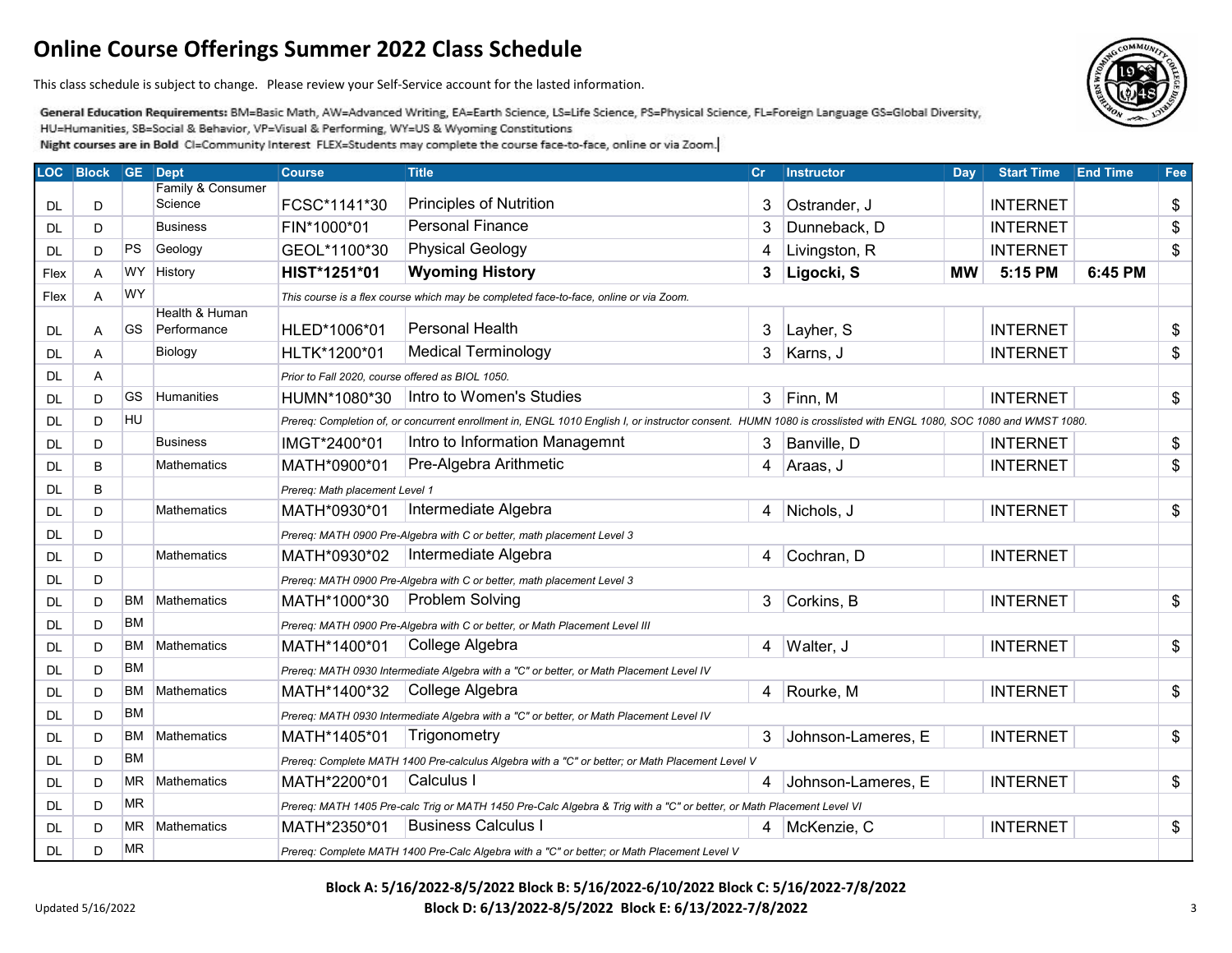# Online Course Offerings Summer 2022 Class Schedule

This class schedule is subject to change. Please review your Self-Service account for the lasted information.

**General Education Requirements:** BM=Basic Math, AW=Advanced Writing, EA=Earth Science, LS=Life Science, PS=Physical Science, FL=Foreign Language GS=Global Diversity, HU=Humanities, SB=Social & Behavior, VP=Visual & Performing, WY=US & Wyoming Constitutions

**Night courses are in Bold** CI=Community Interest FLEX=Students may complete the course face-to-face, online or via Zoom.

| LOC | Block | GE | Dept | Course | Title | Cr | Instructor | Day | Start Time | End Time | Fee |
|---|---|---|---|---|---|---|---|---|---|---|---|
| DL | D | | Family & Consumer Science | FCSC*1141*30 | Principles of Nutrition | 3 | Ostrander, J | | INTERNET | | $ |
| DL | D | | Business | FIN*1000*01 | Personal Finance | 3 | Dunneback, D | | INTERNET | | $ |
| DL | D | PS | Geology | GEOL*1100*30 | Physical Geology | 4 | Livingston, R | | INTERNET | | $ |
| Flex | A | WY | History | **HIST*1251*01** | **Wyoming History** | **3** | **Ligocki, S** | **MW** | **5:15 PM** | **6:45 PM** | |
| Flex | A | WY | | *This course is a flex course which may be completed face-to-face, online or via Zoom.* | | | | | | | |
| DL | A | GS | Health & Human Performance | HLED*1006*01 | Personal Health | 3 | Layher, S | | INTERNET | | $ |
| DL | A | | Biology | HLTK*1200*01 | Medical Terminology | 3 | Karns, J | | INTERNET | | $ |
| DL | A | | | *Prior to Fall 2020, course offered as BIOL 1050.* | | | | | | | |
| DL | D | GS | Humanities | HUMN*1080*30 | Intro to Women's Studies | 3 | Finn, M | | INTERNET | | $ |
| DL | D | HU | | *Prereq: Completion of, or concurrent enrollment in, ENGL 1010 English I, or instructor consent. HUMN 1080 is crosslisted with ENGL 1080, SOC 1080 and WMST 1080.* | | | | | | | |
| DL | D | | Business | IMGT*2400*01 | Intro to Information Managemnt | 3 | Banville, D | | INTERNET | | $ |
| DL | B | | Mathematics | MATH*0900*01 | Pre-Algebra Arithmetic | 4 | Araas, J | | INTERNET | | $ |
| DL | B | | | *Prereq: Math placement Level 1* | | | | | | | |
| DL | D | | Mathematics | MATH*0930*01 | Intermediate Algebra | 4 | Nichols, J | | INTERNET | | $ |
| DL | D | | | *Prereq: MATH 0900 Pre-Algebra with C or better, math placement Level 3* | | | | | | | |
| DL | D | | Mathematics | MATH*0930*02 | Intermediate Algebra | 4 | Cochran, D | | INTERNET | | |
| DL | D | | | *Prereq: MATH 0900 Pre-Algebra with C or better, math placement Level 3* | | | | | | | |
| DL | D | BM | Mathematics | MATH*1000*30 | Problem Solving | 3 | Corkins, B | | INTERNET | | $ |
| DL | D | BM | | *Prereq: MATH 0900 Pre-Algebra with C or better, or Math Placement Level III* | | | | | | | |
| DL | D | BM | Mathematics | MATH*1400*01 | College Algebra | 4 | Walter, J | | INTERNET | | $ |
| DL | D | BM | | *Prereq: MATH 0930 Intermediate Algebra with a "C" or better, or Math Placement Level IV* | | | | | | | |
| DL | D | BM | Mathematics | MATH*1400*32 | College Algebra | 4 | Rourke, M | | INTERNET | | $ |
| DL | D | BM | | *Prereq: MATH 0930 Intermediate Algebra with a "C" or better, or Math Placement Level IV* | | | | | | | |
| DL | D | BM | Mathematics | MATH*1405*01 | Trigonometry | 3 | Johnson-Lameres, E | | INTERNET | | $ |
| DL | D | BM | | *Prereq: Complete MATH 1400 Pre-calculus Algebra with a "C" or better; or Math Placement Level V* | | | | | | | |
| DL | D | MR | Mathematics | MATH*2200*01 | Calculus I | 4 | Johnson-Lameres, E | | INTERNET | | $ |
| DL | D | MR | | *Prereq: MATH 1405 Pre-calc Trig or MATH 1450 Pre-Calc Algebra & Trig with a "C" or better, or Math Placement Level VI* | | | | | | | |
| DL | D | MR | Mathematics | MATH*2350*01 | Business Calculus I | 4 | McKenzie, C | | INTERNET | | $ |
| DL | D | MR | | *Prereq: Complete MATH 1400 Pre-Calc Algebra with a "C" or better; or Math Placement Level V* | | | | | | | |

**Block A: 5/16/2022-8/5/2022 Block B: 5/16/2022-6/10/2022 Block C: 5/16/2022-7/8/2022**
**Block D: 6/13/2022-8/5/2022 Block E: 6/13/2022-7/8/2022**

Updated 5/16/2022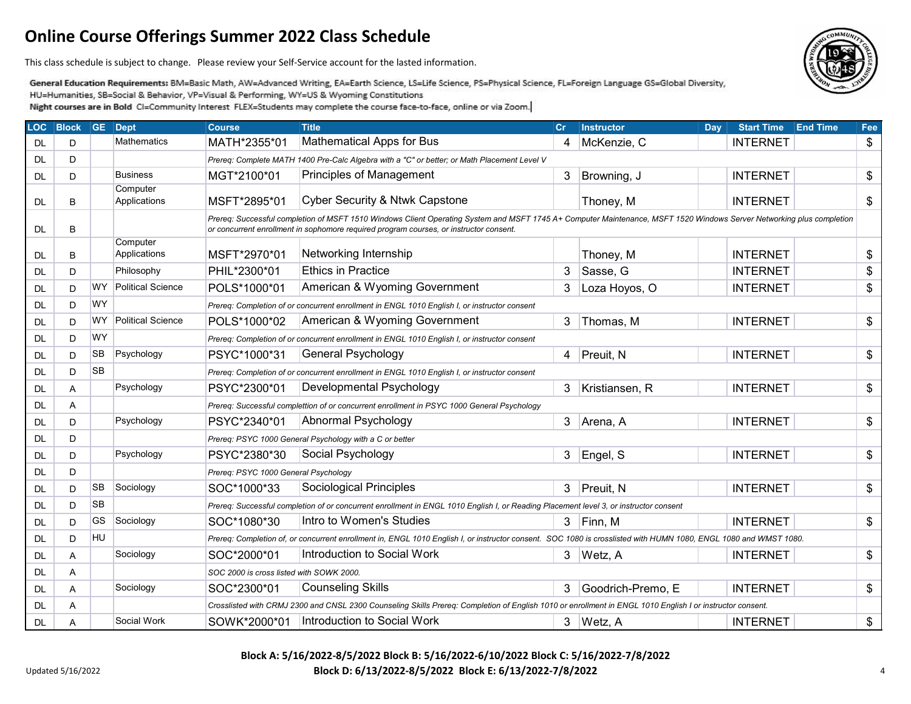# Online Course Offerings Summer 2022 Class Schedule

This class schedule is subject to change. Please review your Self-Service account for the lasted information.

**General Education Requirements:** BM=Basic Math, AW=Advanced Writing, EA=Earth Science, LS=Life Science, PS=Physical Science, FL=Foreign Language GS=Global Diversity, HU=Humanities, SB=Social & Behavior, VP=Visual & Performing, WY=US & Wyoming Constitutions

**Night courses are in Bold** CI=Community Interest FLEX=Students may complete the course face-to-face, online or via Zoom.

| LOC | Block | GE | Dept | Course | Title | Cr | Instructor | Day | Start Time | End Time | Fee |
|---|---|---|---|---|---|---|---|---|---|---|---|
| DL | D | | Mathematics | MATH*2355*01 | Mathematical Apps for Bus | 4 | McKenzie, C | | INTERNET | | $ |
| DL | D | | | *Prereq: Complete MATH 1400 Pre-Calc Algebra with a "C" or better; or Math Placement Level V* | | | | | | | |
| DL | D | | Business | MGT*2100*01 | Principles of Management | 3 | Browning, J | | INTERNET | | $ |
| DL | B | | Computer Applications | MSFT*2895*01 | Cyber Security & Ntwk Capstone | | Thoney, M | | INTERNET | | $ |
| DL | B | | | *Prereq: Successful completion of MSFT 1510 Windows Client Operating System and MSFT 1745 A+ Computer Maintenance, MSFT 1520 Windows Server Networking plus completion or concurrent enrollment in sophomore required program courses, or instructor consent.* | | | | | | | |
| DL | B | | Computer Applications | MSFT*2970*01 | Networking Internship | | Thoney, M | | INTERNET | | $ |
| DL | D | | Philosophy | PHIL*2300*01 | Ethics in Practice | 3 | Sasse, G | | INTERNET | | $ |
| DL | D | WY | Political Science | POLS*1000*01 | American & Wyoming Government | 3 | Loza Hoyos, O | | INTERNET | | $ |
| DL | D | WY | | *Prereq: Completion of or concurrent enrollment in ENGL 1010 English I, or instructor consent* | | | | | | | |
| DL | D | WY | Political Science | POLS*1000*02 | American & Wyoming Government | 3 | Thomas, M | | INTERNET | | $ |
| DL | D | WY | | *Prereq: Completion of or concurrent enrollment in ENGL 1010 English I, or instructor consent* | | | | | | | |
| DL | D | SB | Psychology | PSYC*1000*31 | General Psychology | 4 | Preuit, N | | INTERNET | | $ |
| DL | D | SB | | *Prereq: Completion of or concurrent enrollment in ENGL 1010 English I, or instructor consent* | | | | | | | |
| DL | A | | Psychology | PSYC*2300*01 | Developmental Psychology | 3 | Kristiansen, R | | INTERNET | | $ |
| DL | A | | | *Prereq: Successful complettion of or concurrent enrollment in PSYC 1000 General Psychology* | | | | | | | |
| DL | D | | Psychology | PSYC*2340*01 | Abnormal Psychology | 3 | Arena, A | | INTERNET | | $ |
| DL | D | | | *Prereq: PSYC 1000 General Psychology with a C or better* | | | | | | | |
| DL | D | | Psychology | PSYC*2380*30 | Social Psychology | 3 | Engel, S | | INTERNET | | $ |
| DL | D | | | *Prereq: PSYC 1000 General Psychology* | | | | | | | |
| DL | D | SB | Sociology | SOC*1000*33 | Sociological Principles | 3 | Preuit, N | | INTERNET | | $ |
| DL | D | SB | | *Prereq: Successful completion of or concurrent enrollment in ENGL 1010 English I, or Reading Placement level 3, or instructor consent* | | | | | | | |
| DL | D | GS | Sociology | SOC*1080*30 | Intro to Women's Studies | 3 | Finn, M | | INTERNET | | $ |
| DL | D | HU | | *Prereq: Completion of, or concurrent enrollment in, ENGL 1010 English I, or instructor consent. SOC 1080 is crosslisted with HUMN 1080, ENGL 1080 and WMST 1080.* | | | | | | | |
| DL | A | | Sociology | SOC*2000*01 | Introduction to Social Work | 3 | Wetz, A | | INTERNET | | $ |
| DL | A | | | *SOC 2000 is cross listed with SOWK 2000.* | | | | | | | |
| DL | A | | Sociology | SOC*2300*01 | Counseling Skills | 3 | Goodrich-Premo, E | | INTERNET | | $ |
| DL | A | | | *Crosslisted with CRMJ 2300 and CNSL 2300 Counseling Skills Prereq: Completion of English 1010 or enrollment in ENGL 1010 English I or instructor consent.* | | | | | | | |
| DL | A | | Social Work | SOWK*2000*01 | Introduction to Social Work | 3 | Wetz, A | | INTERNET | | $ |

**Block A: 5/16/2022-8/5/2022 Block B: 5/16/2022-6/10/2022 Block C: 5/16/2022-7/8/2022**
**Block D: 6/13/2022-8/5/2022 Block E: 6/13/2022-7/8/2022**

Updated 5/16/2022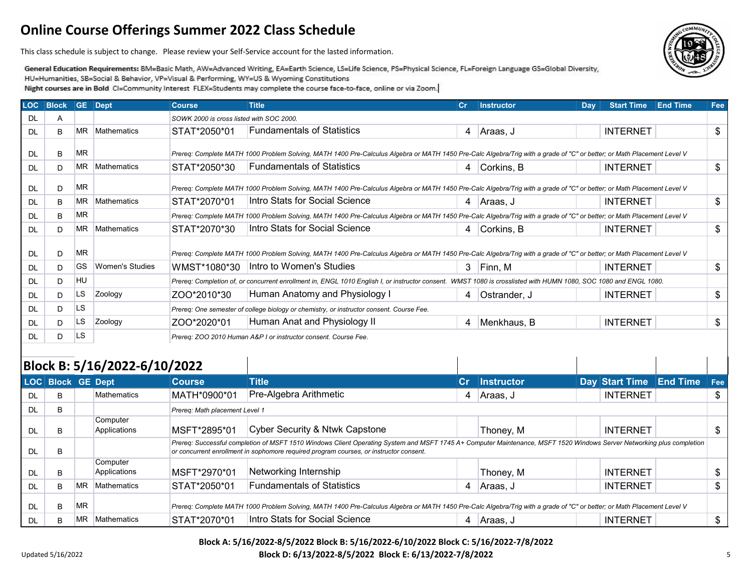# Online Course Offerings Summer 2022 Class Schedule

This class schedule is subject to change. Please review your Self-Service account for the lasted information.

**General Education Requirements:** BM=Basic Math, AW=Advanced Writing, EA=Earth Science, LS=Life Science, PS=Physical Science, FL=Foreign Language GS=Global Diversity, HU=Humanities, SB=Social & Behavior, VP=Visual & Performing, WY=US & Wyoming Constitutions

**Night courses are in Bold** CI=Community Interest FLEX=Students may complete the course face-to-face, online or via Zoom.

| LOC | Block | GE | Dept | Course | Title | Cr | Instructor | Day | Start Time | End Time | Fee |
|---|---|---|---|---|---|---|---|---|---|---|---|
| DL | A | | | *SOWK 2000 is cross listed with SOC 2000.* | | | | | | | |
| DL | B | MR | Mathematics | STAT*2050*01 | Fundamentals of Statistics | 4 | Araas, J | | INTERNET | | $ |
| DL | B | MR | | *Prereq: Complete MATH 1000 Problem Solving, MATH 1400 Pre-Calculus Algebra or MATH 1450 Pre-Calc Algebra/Trig with a grade of "C" or better; or Math Placement Level V* | | | | | | | |
| DL | D | MR | Mathematics | STAT*2050*30 | Fundamentals of Statistics | 4 | Corkins, B | | INTERNET | | $ |
| DL | D | MR | | *Prereq: Complete MATH 1000 Problem Solving, MATH 1400 Pre-Calculus Algebra or MATH 1450 Pre-Calc Algebra/Trig with a grade of "C" or better; or Math Placement Level V* | | | | | | | |
| DL | B | MR | Mathematics | STAT*2070*01 | Intro Stats for Social Science | 4 | Araas, J | | INTERNET | | $ |
| DL | B | MR | | *Prereq: Complete MATH 1000 Problem Solving, MATH 1400 Pre-Calculus Algebra or MATH 1450 Pre-Calc Algebra/Trig with a grade of "C" or better; or Math Placement Level V* | | | | | | | |
| DL | D | MR | Mathematics | STAT*2070*30 | Intro Stats for Social Science | 4 | Corkins, B | | INTERNET | | $ |
| DL | D | MR | | *Prereq: Complete MATH 1000 Problem Solving, MATH 1400 Pre-Calculus Algebra or MATH 1450 Pre-Calc Algebra/Trig with a grade of "C" or better; or Math Placement Level V* | | | | | | | |
| DL | D | GS | Women's Studies | WMST*1080*30 | Intro to Women's Studies | 3 | Finn, M | | INTERNET | | $ |
| DL | D | HU | | *Prereq: Completion of, or concurrent enrollment in, ENGL 1010 English I, or instructor consent. WMST 1080 is crosslisted with HUMN 1080, SOC 1080 and ENGL 1080.* | | | | | | | |
| DL | D | LS | Zoology | ZOO*2010*30 | Human Anatomy and Physiology I | 4 | Ostrander, J | | INTERNET | | $ |
| DL | D | LS | | *Prereq: One semester of college biology or chemistry, or instructor consent. Course Fee.* | | | | | | | |
| DL | D | LS | Zoology | ZOO*2020*01 | Human Anat and Physiology II | 4 | Menkhaus, B | | INTERNET | | $ |
| DL | D | LS | | *Prereq: ZOO 2010 Human A&P I or instructor consent. Course Fee.* | | | | | | | |

## Block B: 5/16/2022-6/10/2022

| LOC | Block | GE | Dept | Course | Title | Cr | Instructor | Day | Start Time | End Time | Fee |
|---|---|---|---|---|---|---|---|---|---|---|---|
| DL | B | | Mathematics | MATH*0900*01 | Pre-Algebra Arithmetic | 4 | Araas, J | | INTERNET | | $ |
| DL | B | | | *Prereq: Math placement Level 1* | | | | | | | |
| DL | B | | Computer Applications | MSFT*2895*01 | Cyber Security & Ntwk Capstone | | Thoney, M | | INTERNET | | $ |
| DL | B | | | *Prereq: Successful completion of MSFT 1510 Windows Client Operating System and MSFT 1745 A+ Computer Maintenance, MSFT 1520 Windows Server Networking plus completion or concurrent enrollment in sophomore required program courses, or instructor consent.* | | | | | | | |
| DL | B | | Computer Applications | MSFT*2970*01 | Networking Internship | | Thoney, M | | INTERNET | | $ |
| DL | B | MR | Mathematics | STAT*2050*01 | Fundamentals of Statistics | 4 | Araas, J | | INTERNET | | $ |
| DL | B | MR | | *Prereq: Complete MATH 1000 Problem Solving, MATH 1400 Pre-Calculus Algebra or MATH 1450 Pre-Calc Algebra/Trig with a grade of "C" or better; or Math Placement Level V* | | | | | | | |
| DL | B | MR | Mathematics | STAT*2070*01 | Intro Stats for Social Science | 4 | Araas, J | | INTERNET | | $ |

**Block A: 5/16/2022-8/5/2022 Block B: 5/16/2022-6/10/2022 Block C: 5/16/2022-7/8/2022**
**Block D: 6/13/2022-8/5/2022 Block E: 6/13/2022-7/8/2022**

Updated 5/16/2022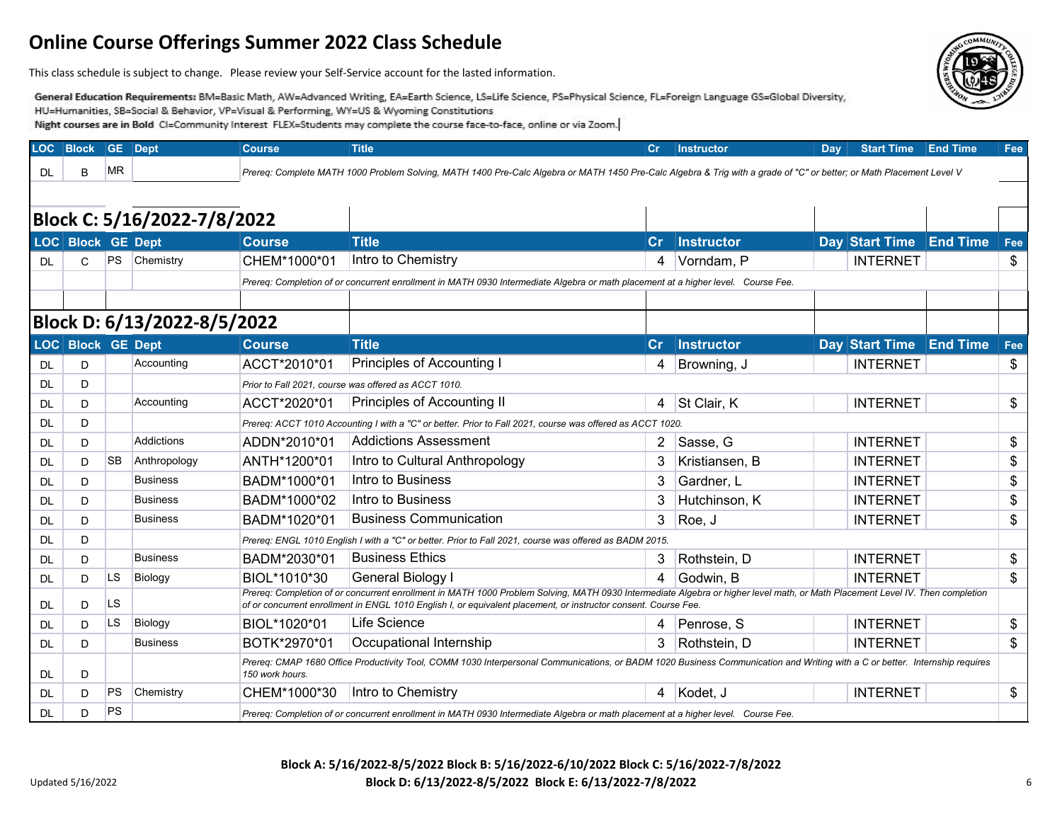# Online Course Offerings Summer 2022 Class Schedule

This class schedule is subject to change. Please review your Self-Service account for the lasted information.

**General Education Requirements:** BM=Basic Math, AW=Advanced Writing, EA=Earth Science, LS=Life Science, PS=Physical Science, FL=Foreign Language GS=Global Diversity, HU=Humanities, SB=Social & Behavior, VP=Visual & Performing, WY=US & Wyoming Constitutions

Night courses are in Bold CI=Community Interest FLEX=Students may complete the course face-to-face, online or via Zoom.

| LOC | Block | GE | Dept | Course | Title | Cr | Instructor | Day | Start Time | End Time | Fee |
|---|---|---|---|---|---|---|---|---|---|---|---|
| DL | B | MR | | *Prereq: Complete MATH 1000 Problem Solving, MATH 1400 Pre-Calc Algebra or MATH 1450 Pre-Calc Algebra & Trig with a grade of "C" or better; or Math Placement Level V* | | | | | | | |

## Block C: 5/16/2022-7/8/2022

| LOC | Block | GE | Dept | Course | Title | Cr | Instructor | Day | Start Time | End Time | Fee |
|---|---|---|---|---|---|---|---|---|---|---|---|
| DL | C | PS | Chemistry | CHEM*1000*01 | Intro to Chemistry | 4 | Vorndam, P | | INTERNET | | $ |
| | | | | *Prereq: Completion of or concurrent enrollment in MATH 0930 Intermediate Algebra or math placement at a higher level. Course Fee.* | | | | | | | |

## Block D: 6/13/2022-8/5/2022

| LOC | Block | GE | Dept | Course | Title | Cr | Instructor | Day | Start Time | End Time | Fee |
|---|---|---|---|---|---|---|---|---|---|---|---|
| DL | D | | Accounting | ACCT*2010*01 | Principles of Accounting I | 4 | Browning, J | | INTERNET | | $ |
| DL | D | | | *Prior to Fall 2021, course was offered as ACCT 1010.* | | | | | | | |
| DL | D | | Accounting | ACCT*2020*01 | Principles of Accounting II | 4 | St Clair, K | | INTERNET | | $ |
| DL | D | | | *Prereq: ACCT 1010 Accounting I with a "C" or better. Prior to Fall 2021, course was offered as ACCT 1020.* | | | | | | | |
| DL | D | | Addictions | ADDN*2010*01 | Addictions Assessment | 2 | Sasse, G | | INTERNET | | $ |
| DL | D | SB | Anthropology | ANTH*1200*01 | Intro to Cultural Anthropology | 3 | Kristiansen, B | | INTERNET | | $ |
| DL | D | | Business | BADM*1000*01 | Intro to Business | 3 | Gardner, L | | INTERNET | | $ |
| DL | D | | Business | BADM*1000*02 | Intro to Business | 3 | Hutchinson, K | | INTERNET | | $ |
| DL | D | | Business | BADM*1020*01 | Business Communication | 3 | Roe, J | | INTERNET | | $ |
| DL | D | | | *Prereq: ENGL 1010 English I with a "C" or better. Prior to Fall 2021, course was offered as BADM 2015.* | | | | | | | |
| DL | D | | Business | BADM*2030*01 | Business Ethics | 3 | Rothstein, D | | INTERNET | | $ |
| DL | D | LS | Biology | BIOL*1010*30 | General Biology I | 4 | Godwin, B | | INTERNET | | $ |
| DL | D | LS | | *Prereq: Completion of or concurrent enrollment in MATH 1000 Problem Solving, MATH 0930 Intermediate Algebra or higher level math, or Math Placement Level IV. Then completion of or concurrent enrollment in ENGL 1010 English I, or equivalent placement, or instructor consent. Course Fee.* | | | | | | | |
| DL | D | LS | Biology | BIOL*1020*01 | Life Science | 4 | Penrose, S | | INTERNET | | $ |
| DL | D | | Business | BOTK*2970*01 | Occupational Internship | 3 | Rothstein, D | | INTERNET | | $ |
| DL | D | | | *Prereq: CMAP 1680 Office Productivity Tool, COMM 1030 Interpersonal Communications, or BADM 1020 Business Communication and Writing with a C or better. Internship requires 150 work hours.* | | | | | | | |
| DL | D | PS | Chemistry | CHEM*1000*30 | Intro to Chemistry | 4 | Kodet, J | | INTERNET | | $ |
| DL | D | PS | | *Prereq: Completion of or concurrent enrollment in MATH 0930 Intermediate Algebra or math placement at a higher level. Course Fee.* | | | | | | | |

**Block A: 5/16/2022-8/5/2022 Block B: 5/16/2022-6/10/2022 Block C: 5/16/2022-7/8/2022**
**Block D: 6/13/2022-8/5/2022 Block E: 6/13/2022-7/8/2022**

Updated 5/16/2022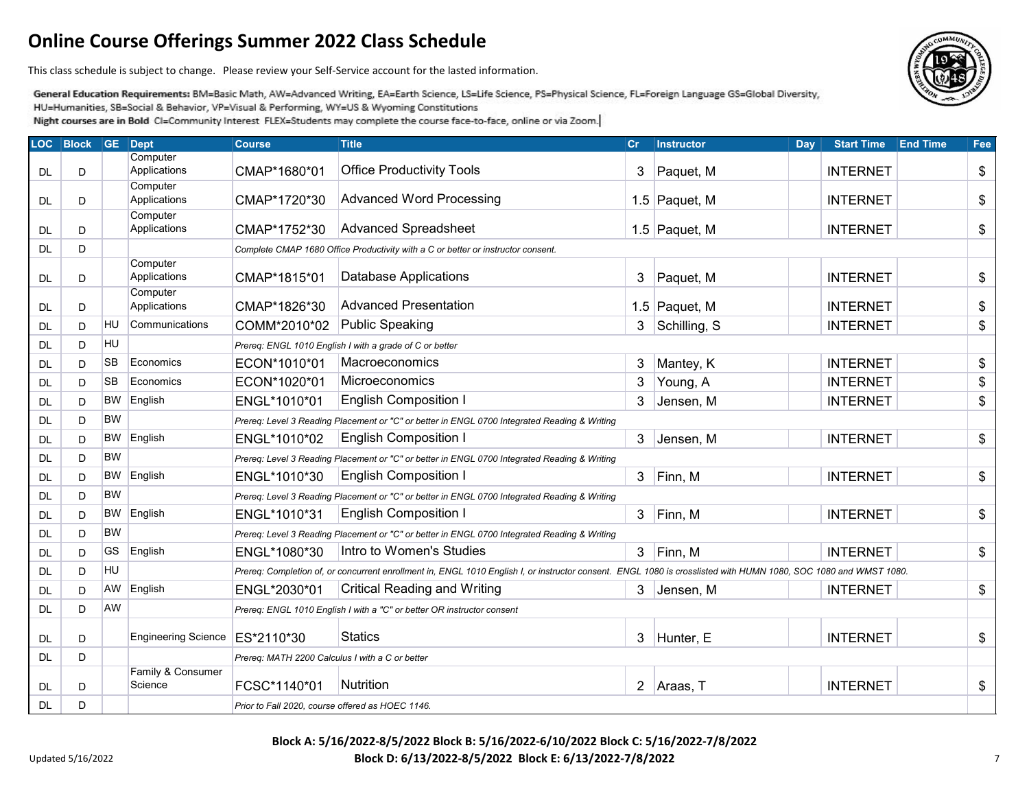# Online Course Offerings Summer 2022 Class Schedule

This class schedule is subject to change. Please review your Self-Service account for the lasted information.

**General Education Requirements:** BM=Basic Math, AW=Advanced Writing, EA=Earth Science, LS=Life Science, PS=Physical Science, FL=Foreign Language GS=Global Diversity, HU=Humanities, SB=Social & Behavior, VP=Visual & Performing, WY=US & Wyoming Constitutions

Night courses are in Bold CI=Community Interest FLEX=Students may complete the course face-to-face, online or via Zoom.

| LOC | Block | GE | Dept | Course | Title | Cr | Instructor | Day | Start Time | End Time | Fee |
|---|---|---|---|---|---|---|---|---|---|---|---|
| DL | D | | Computer Applications | CMAP*1680*01 | Office Productivity Tools | 3 | Paquet, M | | INTERNET | | $ |
| DL | D | | Computer Applications | CMAP*1720*30 | Advanced Word Processing | 1.5 | Paquet, M | | INTERNET | | $ |
| DL | D | | Computer Applications | CMAP*1752*30 | Advanced Spreadsheet | 1.5 | Paquet, M | | INTERNET | | $ |
| DL | D | | | *Complete CMAP 1680 Office Productivity with a C or better or instructor consent.* | | | | | | | |
| DL | D | | Computer Applications | CMAP*1815*01 | Database Applications | 3 | Paquet, M | | INTERNET | | $ |
| DL | D | | Computer Applications | CMAP*1826*30 | Advanced Presentation | 1.5 | Paquet, M | | INTERNET | | $ |
| DL | D | HU | Communications | COMM*2010*02 | Public Speaking | 3 | Schilling, S | | INTERNET | | $ |
| DL | D | HU | | *Prereq: ENGL 1010 English I with a grade of C or better* | | | | | | | |
| DL | D | SB | Economics | ECON*1010*01 | Macroeconomics | 3 | Mantey, K | | INTERNET | | $ |
| DL | D | SB | Economics | ECON*1020*01 | Microeconomics | 3 | Young, A | | INTERNET | | $ |
| DL | D | BW | English | ENGL*1010*01 | English Composition I | 3 | Jensen, M | | INTERNET | | $ |
| DL | D | BW | | *Prereq: Level 3 Reading Placement or "C" or better in ENGL 0700 Integrated Reading & Writing* | | | | | | | |
| DL | D | BW | English | ENGL*1010*02 | English Composition I | 3 | Jensen, M | | INTERNET | | $ |
| DL | D | BW | | *Prereq: Level 3 Reading Placement or "C" or better in ENGL 0700 Integrated Reading & Writing* | | | | | | | |
| DL | D | BW | English | ENGL*1010*30 | English Composition I | 3 | Finn, M | | INTERNET | | $ |
| DL | D | BW | | *Prereq: Level 3 Reading Placement or "C" or better in ENGL 0700 Integrated Reading & Writing* | | | | | | | |
| DL | D | BW | English | ENGL*1010*31 | English Composition I | 3 | Finn, M | | INTERNET | | $ |
| DL | D | BW | | *Prereq: Level 3 Reading Placement or "C" or better in ENGL 0700 Integrated Reading & Writing* | | | | | | | |
| DL | D | GS | English | ENGL*1080*30 | Intro to Women's Studies | 3 | Finn, M | | INTERNET | | $ |
| DL | D | HU | | *Prereq: Completion of, or concurrent enrollment in, ENGL 1010 English I, or instructor consent. ENGL 1080 is crosslisted with HUMN 1080, SOC 1080 and WMST 1080.* | | | | | | | |
| DL | D | AW | English | ENGL*2030*01 | Critical Reading and Writing | 3 | Jensen, M | | INTERNET | | $ |
| DL | D | AW | | *Prereq: ENGL 1010 English I with a "C" or better OR instructor consent* | | | | | | | |
| DL | D | | Engineering Science | ES*2110*30 | Statics | 3 | Hunter, E | | INTERNET | | $ |
| DL | D | | | *Prereq: MATH 2200 Calculus I with a C or better* | | | | | | | |
| DL | D | | Family & Consumer Science | FCSC*1140*01 | Nutrition | 2 | Araas, T | | INTERNET | | $ |
| DL | D | | | *Prior to Fall 2020, course offered as HOEC 1146.* | | | | | | | |

**Block A: 5/16/2022-8/5/2022 Block B: 5/16/2022-6/10/2022 Block C: 5/16/2022-7/8/2022**
**Block D: 6/13/2022-8/5/2022 Block E: 6/13/2022-7/8/2022**

Updated 5/16/2022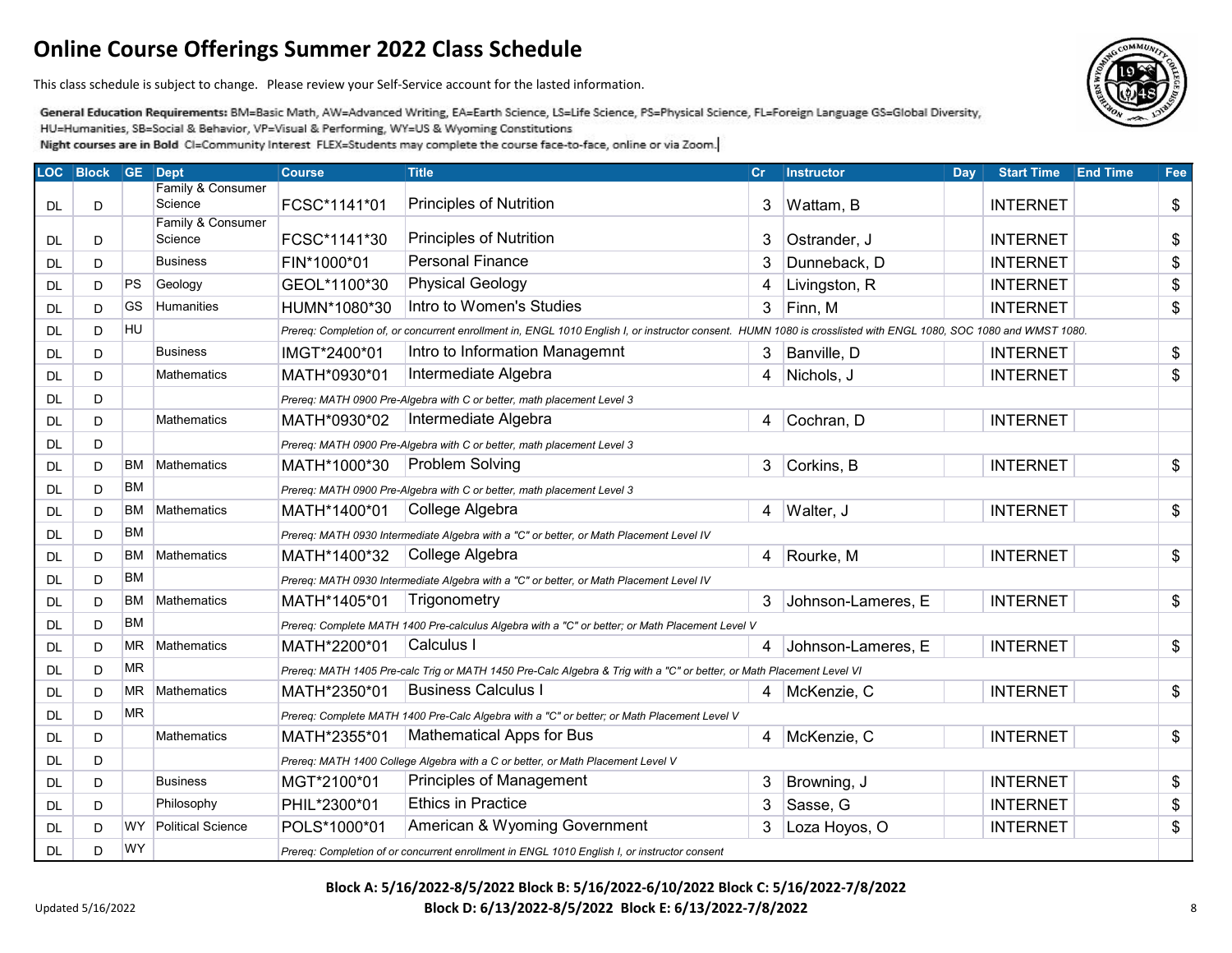# Online Course Offerings Summer 2022 Class Schedule

This class schedule is subject to change. Please review your Self-Service account for the lasted information.

**General Education Requirements:** BM=Basic Math, AW=Advanced Writing, EA=Earth Science, LS=Life Science, PS=Physical Science, FL=Foreign Language GS=Global Diversity, HU=Humanities, SB=Social & Behavior, VP=Visual & Performing, WY=US & Wyoming Constitutions

**Night courses are in Bold** CI=Community Interest FLEX=Students may complete the course face-to-face, online or via Zoom.

| LOC | Block | GE | Dept | Course | Title | Cr | Instructor | Day | Start Time | End Time | Fee |
|---|---|---|---|---|---|---|---|---|---|---|---|
| DL | D | | Family & Consumer Science | FCSC*1141*01 | Principles of Nutrition | 3 | Wattam, B | | INTERNET | | $ |
| DL | D | | Family & Consumer Science | FCSC*1141*30 | Principles of Nutrition | 3 | Ostrander, J | | INTERNET | | $ |
| DL | D | | Business | FIN*1000*01 | Personal Finance | 3 | Dunneback, D | | INTERNET | | $ |
| DL | D | PS | Geology | GEOL*1100*30 | Physical Geology | 4 | Livingston, R | | INTERNET | | $ |
| DL | D | GS | Humanities | HUMN*1080*30 | Intro to Women's Studies | 3 | Finn, M | | INTERNET | | $ |
| DL | D | HU | | *Prereq: Completion of, or concurrent enrollment in, ENGL 1010 English I, or instructor consent. HUMN 1080 is crosslisted with ENGL 1080, SOC 1080 and WMST 1080.* | | | | | | | |
| DL | D | | Business | IMGT*2400*01 | Intro to Information Managemnt | 3 | Banville, D | | INTERNET | | $ |
| DL | D | | Mathematics | MATH*0930*01 | Intermediate Algebra | 4 | Nichols, J | | INTERNET | | $ |
| DL | D | | | *Prereq: MATH 0900 Pre-Algebra with C or better, math placement Level 3* | | | | | | | |
| DL | D | | Mathematics | MATH*0930*02 | Intermediate Algebra | 4 | Cochran, D | | INTERNET | | |
| DL | D | | | *Prereq: MATH 0900 Pre-Algebra with C or better, math placement Level 3* | | | | | | | |
| DL | D | BM | Mathematics | MATH*1000*30 | Problem Solving | 3 | Corkins, B | | INTERNET | | $ |
| DL | D | BM | | *Prereq: MATH 0900 Pre-Algebra with C or better, math placement Level 3* | | | | | | | |
| DL | D | BM | Mathematics | MATH*1400*01 | College Algebra | 4 | Walter, J | | INTERNET | | $ |
| DL | D | BM | | *Prereq: MATH 0930 Intermediate Algebra with a "C" or better, or Math Placement Level IV* | | | | | | | |
| DL | D | BM | Mathematics | MATH*1400*32 | College Algebra | 4 | Rourke, M | | INTERNET | | $ |
| DL | D | BM | | *Prereq: MATH 0930 Intermediate Algebra with a "C" or better, or Math Placement Level IV* | | | | | | | |
| DL | D | BM | Mathematics | MATH*1405*01 | Trigonometry | 3 | Johnson-Lameres, E | | INTERNET | | $ |
| DL | D | BM | | *Prereq: Complete MATH 1400 Pre-calculus Algebra with a "C" or better; or Math Placement Level V* | | | | | | | |
| DL | D | MR | Mathematics | MATH*2200*01 | Calculus I | 4 | Johnson-Lameres, E | | INTERNET | | $ |
| DL | D | MR | | *Prereq: MATH 1405 Pre-calc Trig or MATH 1450 Pre-Calc Algebra & Trig with a "C" or better, or Math Placement Level VI* | | | | | | | |
| DL | D | MR | Mathematics | MATH*2350*01 | Business Calculus I | 4 | McKenzie, C | | INTERNET | | $ |
| DL | D | MR | | *Prereq: Complete MATH 1400 Pre-Calc Algebra with a "C" or better; or Math Placement Level V* | | | | | | | |
| DL | D | | Mathematics | MATH*2355*01 | Mathematical Apps for Bus | 4 | McKenzie, C | | INTERNET | | $ |
| DL | D | | | *Prereq: MATH 1400 College Algebra with a C or better, or Math Placement Level V* | | | | | | | |
| DL | D | | Business | MGT*2100*01 | Principles of Management | 3 | Browning, J | | INTERNET | | $ |
| DL | D | | Philosophy | PHIL*2300*01 | Ethics in Practice | 3 | Sasse, G | | INTERNET | | $ |
| DL | D | WY | Political Science | POLS*1000*01 | American & Wyoming Government | 3 | Loza Hoyos, O | | INTERNET | | $ |
| DL | D | WY | | *Prereq: Completion of or concurrent enrollment in ENGL 1010 English I, or instructor consent* | | | | | | | |

**Block A: 5/16/2022-8/5/2022 Block B: 5/16/2022-6/10/2022 Block C: 5/16/2022-7/8/2022**
**Block D: 6/13/2022-8/5/2022 Block E: 6/13/2022-7/8/2022**

Updated 5/16/2022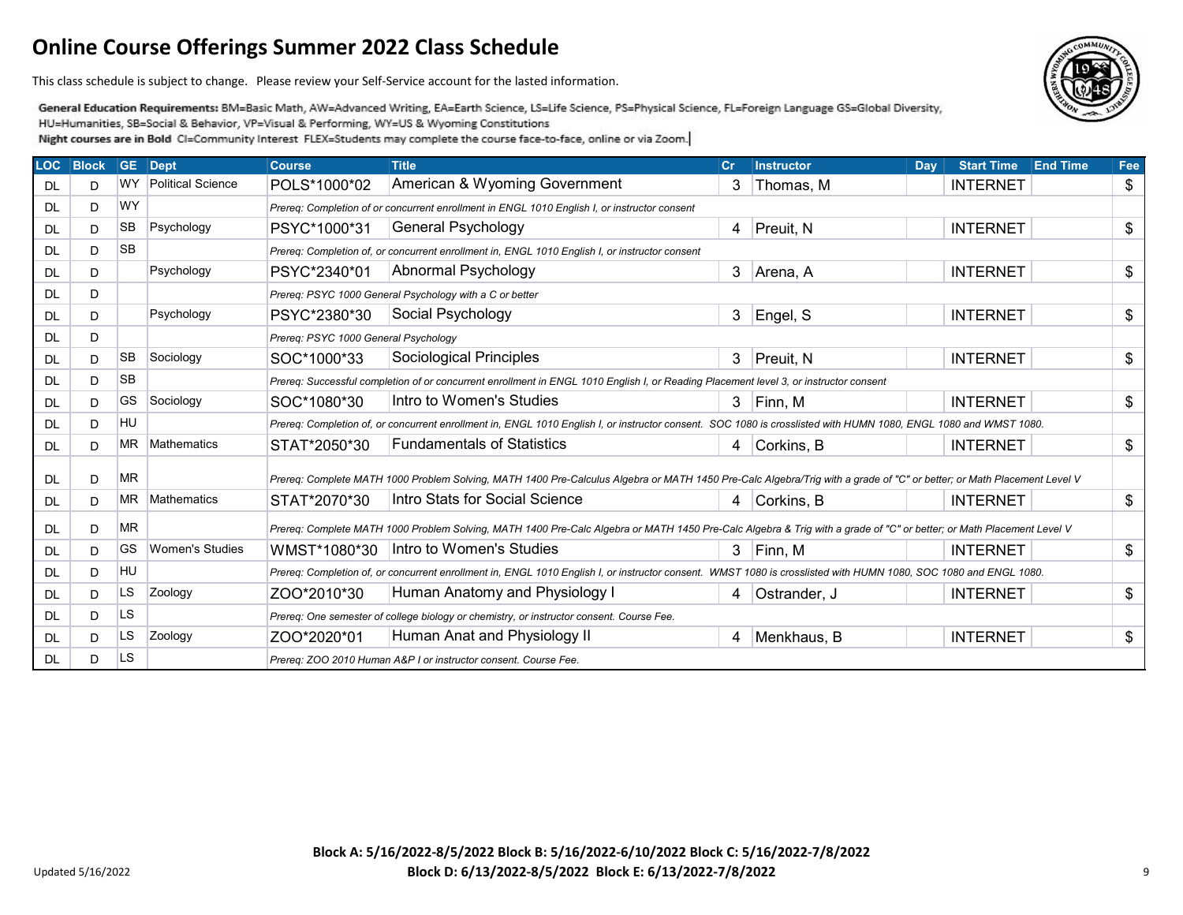# Online Course Offerings Summer 2022 Class Schedule

This class schedule is subject to change. Please review your Self-Service account for the lasted information.

**General Education Requirements:** BM=Basic Math, AW=Advanced Writing, EA=Earth Science, LS=Life Science, PS=Physical Science, FL=Foreign Language GS=Global Diversity, HU=Humanities, SB=Social & Behavior, VP=Visual & Performing, WY=US & Wyoming Constitutions

**Night courses are in Bold** CI=Community Interest FLEX=Students may complete the course face-to-face, online or via Zoom.

| LOC | Block | GE | Dept | Course | Title | Cr | Instructor | Day | Start Time | End Time | Fee |
|---|---|---|---|---|---|---|---|---|---|---|---|
| DL | D | WY | Political Science | POLS*1000*02 | American & Wyoming Government | 3 | Thomas, M | | INTERNET | | $ |
| DL | D | WY | | *Prereq: Completion of or concurrent enrollment in ENGL 1010 English I, or instructor consent* | | | | | | | |
| DL | D | SB | Psychology | PSYC*1000*31 | General Psychology | 4 | Preuit, N | | INTERNET | | $ |
| DL | D | SB | | *Prereq: Completion of, or concurrent enrollment in, ENGL 1010 English I, or instructor consent* | | | | | | | |
| DL | D | | Psychology | PSYC*2340*01 | Abnormal Psychology | 3 | Arena, A | | INTERNET | | $ |
| DL | D | | | *Prereq: PSYC 1000 General Psychology with a C or better* | | | | | | | |
| DL | D | | Psychology | PSYC*2380*30 | Social Psychology | 3 | Engel, S | | INTERNET | | $ |
| DL | D | | | *Prereq: PSYC 1000 General Psychology* | | | | | | | |
| DL | D | SB | Sociology | SOC*1000*33 | Sociological Principles | 3 | Preuit, N | | INTERNET | | $ |
| DL | D | SB | | *Prereq: Successful completion of or concurrent enrollment in ENGL 1010 English I, or Reading Placement level 3, or instructor consent* | | | | | | | |
| DL | D | GS | Sociology | SOC*1080*30 | Intro to Women's Studies | 3 | Finn, M | | INTERNET | | $ |
| DL | D | HU | | *Prereq: Completion of, or concurrent enrollment in, ENGL 1010 English I, or instructor consent. SOC 1080 is crosslisted with HUMN 1080, ENGL 1080 and WMST 1080.* | | | | | | | |
| DL | D | MR | Mathematics | STAT*2050*30 | Fundamentals of Statistics | 4 | Corkins, B | | INTERNET | | $ |
| DL | D | MR | | *Prereq: Complete MATH 1000 Problem Solving, MATH 1400 Pre-Calculus Algebra or MATH 1450 Pre-Calc Algebra/Trig with a grade of "C" or better; or Math Placement Level V* | | | | | | | |
| DL | D | MR | Mathematics | STAT*2070*30 | Intro Stats for Social Science | 4 | Corkins, B | | INTERNET | | $ |
| DL | D | MR | | *Prereq: Complete MATH 1000 Problem Solving, MATH 1400 Pre-Calc Algebra or MATH 1450 Pre-Calc Algebra & Trig with a grade of "C" or better; or Math Placement Level V* | | | | | | | |
| DL | D | GS | Women's Studies | WMST*1080*30 | Intro to Women's Studies | 3 | Finn, M | | INTERNET | | $ |
| DL | D | HU | | *Prereq: Completion of, or concurrent enrollment in, ENGL 1010 English I, or instructor consent. WMST 1080 is crosslisted with HUMN 1080, SOC 1080 and ENGL 1080.* | | | | | | | |
| DL | D | LS | Zoology | ZOO*2010*30 | Human Anatomy and Physiology I | 4 | Ostrander, J | | INTERNET | | $ |
| DL | D | LS | | *Prereq: One semester of college biology or chemistry, or instructor consent. Course Fee.* | | | | | | | |
| DL | D | LS | Zoology | ZOO*2020*01 | Human Anat and Physiology II | 4 | Menkhaus, B | | INTERNET | | $ |
| DL | D | LS | | *Prereq: ZOO 2010 Human A&P I or instructor consent. Course Fee.* | | | | | | | |

**Block A: 5/16/2022-8/5/2022 Block B: 5/16/2022-6/10/2022 Block C: 5/16/2022-7/8/2022**
**Block D: 6/13/2022-8/5/2022 Block E: 6/13/2022-7/8/2022**

Updated 5/16/2022